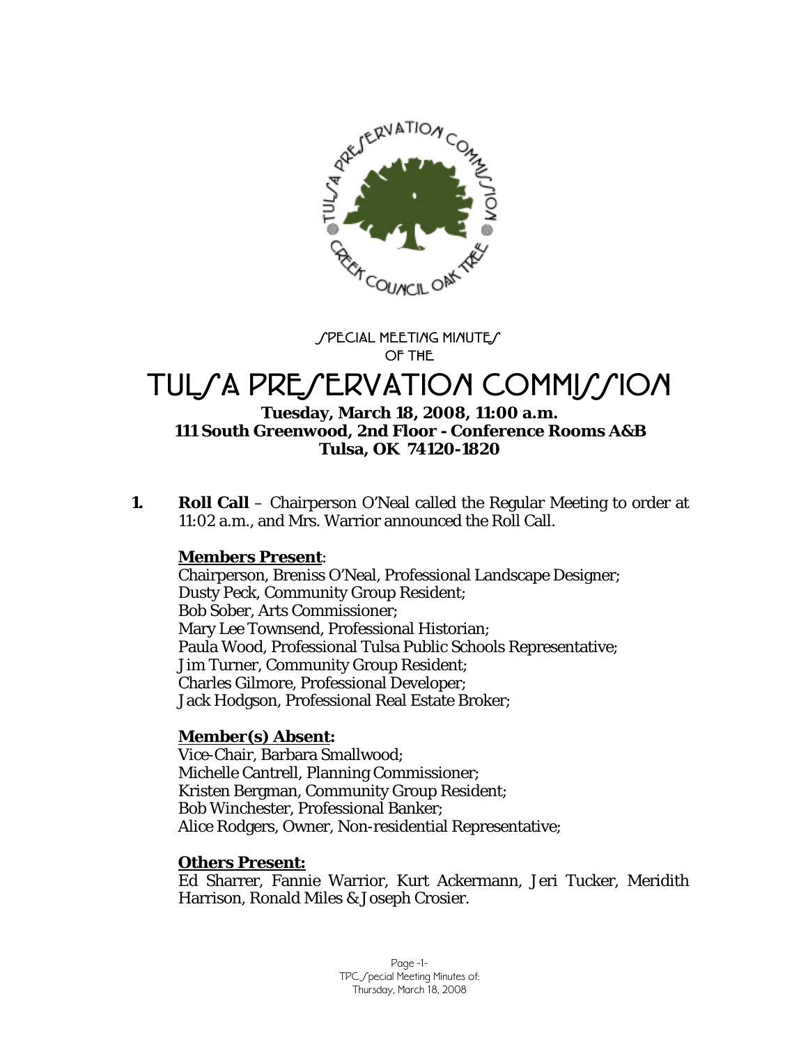SPECIAL MEETING MINUTES
OF THE

# TULSA PRESERVATION COMMISSION

**Tuesday, March 18, 2008, 11:00 a.m.**
**111 South Greenwood, 2nd Floor - Conference Rooms A&B**
**Tulsa, OK 74120-1820**

**1. Roll Call** – Chairperson O'Neal called the Regular Meeting to order at 11:02 a.m., and Mrs. Warrior announced the Roll Call.

**Members Present**:
Chairperson, Breniss O'Neal, Professional Landscape Designer;
Dusty Peck, Community Group Resident;
Bob Sober, Arts Commissioner;
Mary Lee Townsend, Professional Historian;
Paula Wood, Professional Tulsa Public Schools Representative;
Jim Turner, Community Group Resident;
Charles Gilmore, Professional Developer;
Jack Hodgson, Professional Real Estate Broker;

**Member(s) Absent:**
Vice-Chair, Barbara Smallwood;
Michelle Cantrell, Planning Commissioner;
Kristen Bergman, Community Group Resident;
Bob Winchester, Professional Banker;
Alice Rodgers, Owner, Non-residential Representative;

**Others Present:**
Ed Sharrer, Fannie Warrior, Kurt Ackermann, Jeri Tucker, Meridith Harrison, Ronald Miles & Joseph Crosier.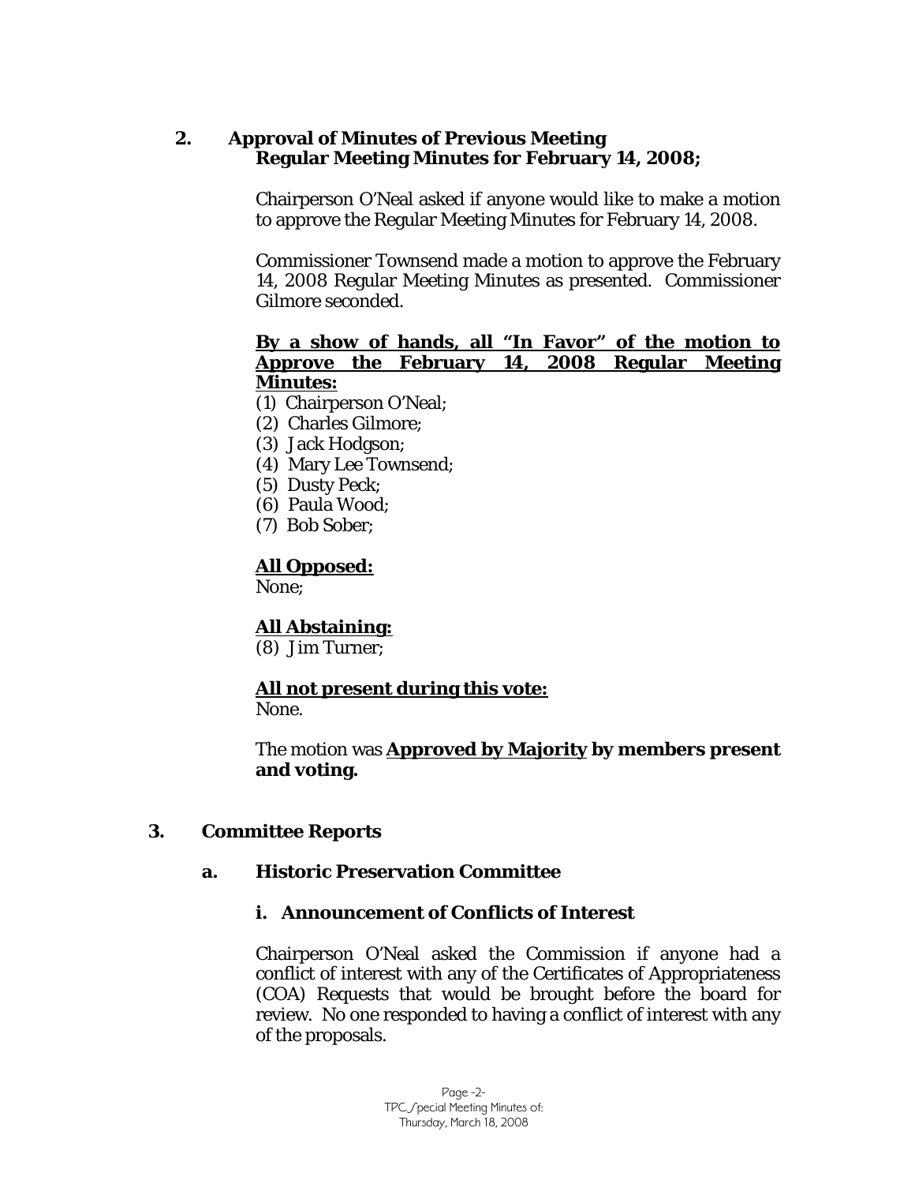## 2. Approval of Minutes of Previous Meeting
**Regular Meeting Minutes for February 14, 2008;**

Chairperson O'Neal asked if anyone would like to make a motion to approve the Regular Meeting Minutes for February 14, 2008.

Commissioner Townsend made a motion to approve the February 14, 2008 Regular Meeting Minutes as presented. Commissioner Gilmore seconded.

**By a show of hands, all "In Favor" of the motion to Approve the February 14, 2008 Regular Meeting Minutes:**

(1) Chairperson O'Neal;
(2) Charles Gilmore;
(3) Jack Hodgson;
(4) Mary Lee Townsend;
(5) Dusty Peck;
(6) Paula Wood;
(7) Bob Sober;

**All Opposed:**
None;

**All Abstaining:**
(8) Jim Turner;

**All not present during this vote:**
None.

The motion was **Approved by Majority by members present and voting.**

## 3. Committee Reports

### a. Historic Preservation Committee

#### i. Announcement of Conflicts of Interest

Chairperson O'Neal asked the Commission if anyone had a conflict of interest with any of the Certificates of Appropriateness (COA) Requests that would be brought before the board for review. No one responded to having a conflict of interest with any of the proposals.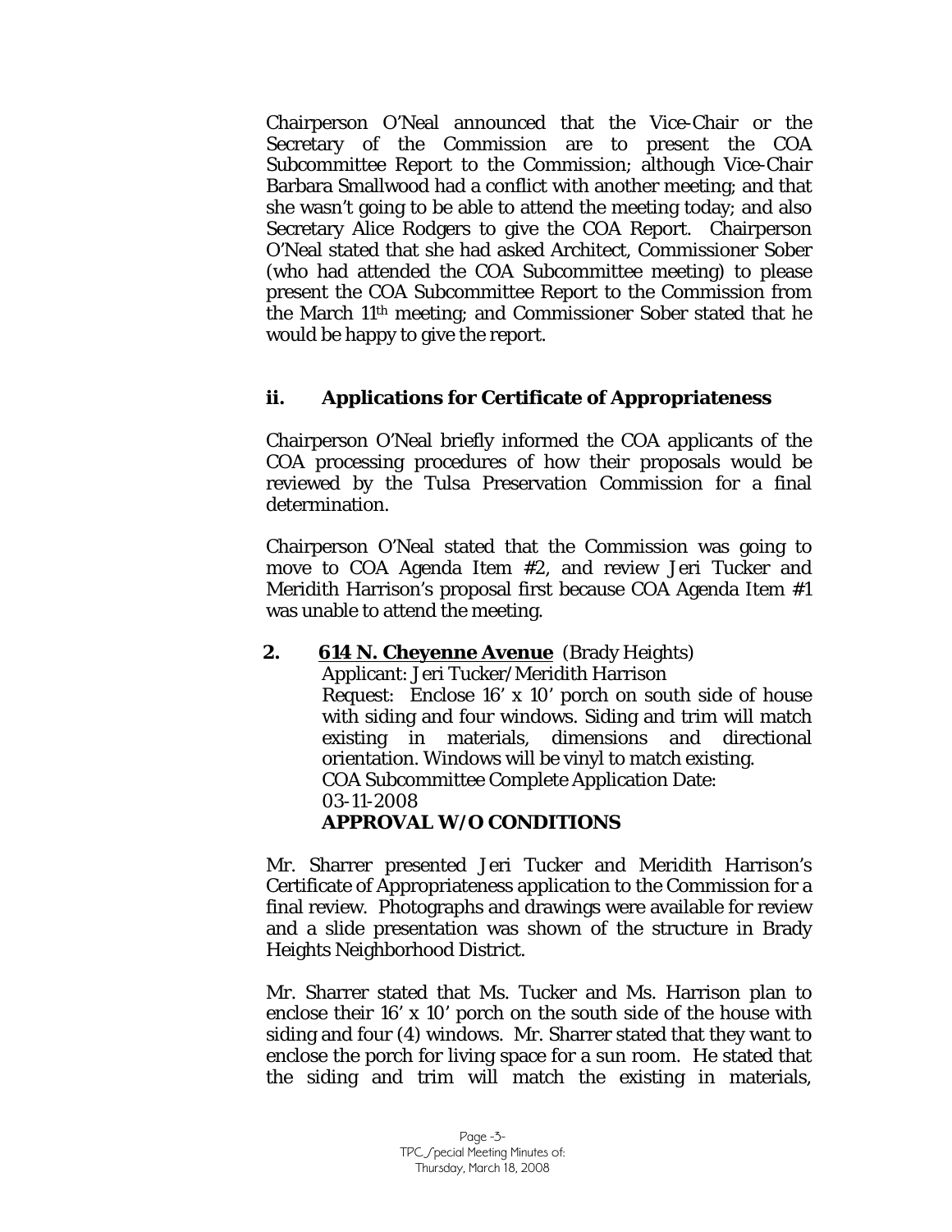Chairperson O'Neal announced that the Vice-Chair or the Secretary of the Commission are to present the COA Subcommittee Report to the Commission; although Vice-Chair Barbara Smallwood had a conflict with another meeting; and that she wasn't going to be able to attend the meeting today; and also Secretary Alice Rodgers to give the COA Report. Chairperson O'Neal stated that she had asked Architect, Commissioner Sober (who had attended the COA Subcommittee meeting) to please present the COA Subcommittee Report to the Commission from the March 11th meeting; and Commissioner Sober stated that he would be happy to give the report.

### ii. Applications for Certificate of Appropriateness

Chairperson O'Neal briefly informed the COA applicants of the COA processing procedures of how their proposals would be reviewed by the Tulsa Preservation Commission for a final determination.

Chairperson O'Neal stated that the Commission was going to move to COA Agenda Item #2, and review Jeri Tucker and Meridith Harrison's proposal first because COA Agenda Item #1 was unable to attend the meeting.

**2. 614 N. Cheyenne Avenue** (Brady Heights)
Applicant: Jeri Tucker/Meridith Harrison
Request: Enclose 16' x 10' porch on south side of house with siding and four windows. Siding and trim will match existing in materials, dimensions and directional orientation. Windows will be vinyl to match existing.
COA Subcommittee Complete Application Date:
03-11-2008
**APPROVAL W/O CONDITIONS**

Mr. Sharrer presented Jeri Tucker and Meridith Harrison's Certificate of Appropriateness application to the Commission for a final review. Photographs and drawings were available for review and a slide presentation was shown of the structure in Brady Heights Neighborhood District.

Mr. Sharrer stated that Ms. Tucker and Ms. Harrison plan to enclose their 16' x 10' porch on the south side of the house with siding and four (4) windows. Mr. Sharrer stated that they want to enclose the porch for living space for a sun room. He stated that the siding and trim will match the existing in materials,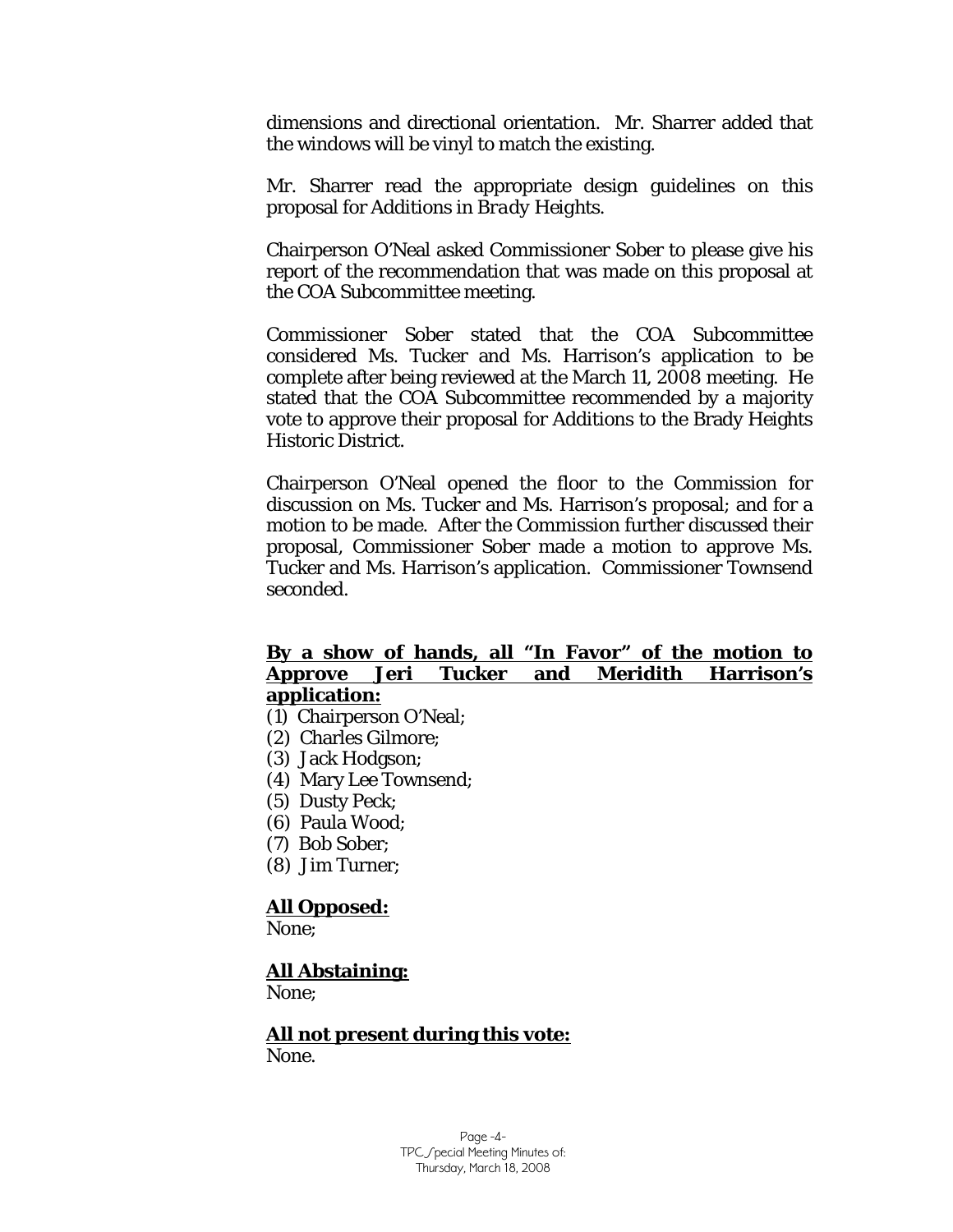dimensions and directional orientation. Mr. Sharrer added that the windows will be vinyl to match the existing.

Mr. Sharrer read the appropriate design guidelines on this proposal for Additions in *Brady Heights*.

Chairperson O'Neal asked Commissioner Sober to please give his report of the recommendation that was made on this proposal at the COA Subcommittee meeting.

Commissioner Sober stated that the COA Subcommittee considered Ms. Tucker and Ms. Harrison's application to be complete after being reviewed at the March 11, 2008 meeting. He stated that the COA Subcommittee recommended by a majority vote to approve their proposal for Additions to the Brady Heights Historic District.

Chairperson O'Neal opened the floor to the Commission for discussion on Ms. Tucker and Ms. Harrison's proposal; and for a motion to be made. After the Commission further discussed their proposal, Commissioner Sober made a motion to approve Ms. Tucker and Ms. Harrison's application. Commissioner Townsend seconded.

**By a show of hands, all "In Favor" of the motion to Approve Jeri Tucker and Meridith Harrison's application:**

(1) Chairperson O'Neal;
(2) Charles Gilmore;
(3) Jack Hodgson;
(4) Mary Lee Townsend;
(5) Dusty Peck;
(6) Paula Wood;
(7) Bob Sober;
(8) Jim Turner;

**All Opposed:**
None;

**All Abstaining:**
None;

**All not present during this vote:**
None.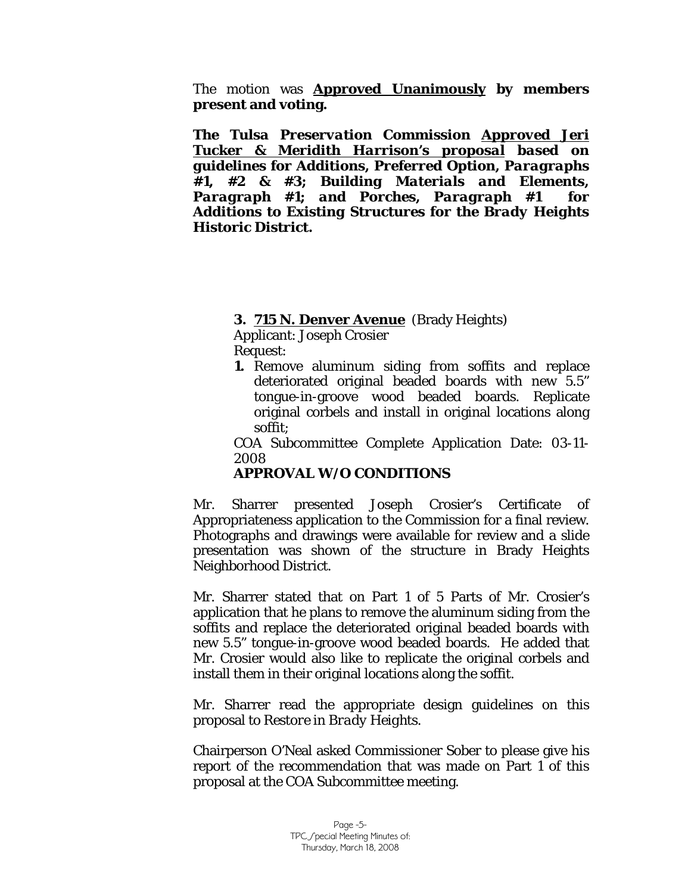The motion was **Approved Unanimously by members present and voting.**

***The Tulsa Preservation Commission Approved Jeri Tucker & Meridith Harrison's proposal based on guidelines for Additions, Preferred Option, Paragraphs #1, #2 & #3; Building Materials and Elements, Paragraph #1; and Porches, Paragraph #1 for Additions to Existing Structures for the Brady Heights Historic District.***

**3. 715 N. Denver Avenue** (Brady Heights)

Applicant: Joseph Crosier

Request:

1. Remove aluminum siding from soffits and replace deteriorated original beaded boards with new 5.5" tongue-in-groove wood beaded boards. Replicate original corbels and install in original locations along soffit;

COA Subcommittee Complete Application Date: 03-11-2008

**APPROVAL W/O CONDITIONS**

Mr. Sharrer presented Joseph Crosier's Certificate of Appropriateness application to the Commission for a final review. Photographs and drawings were available for review and a slide presentation was shown of the structure in Brady Heights Neighborhood District.

Mr. Sharrer stated that on Part 1 of 5 Parts of Mr. Crosier's application that he plans to remove the aluminum siding from the soffits and replace the deteriorated original beaded boards with new 5.5" tongue-in-groove wood beaded boards. He added that Mr. Crosier would also like to replicate the original corbels and install them in their original locations along the soffit.

Mr. Sharrer read the appropriate design guidelines on this proposal to *Restore in Brady Heights*.

Chairperson O'Neal asked Commissioner Sober to please give his report of the recommendation that was made on Part 1 of this proposal at the COA Subcommittee meeting.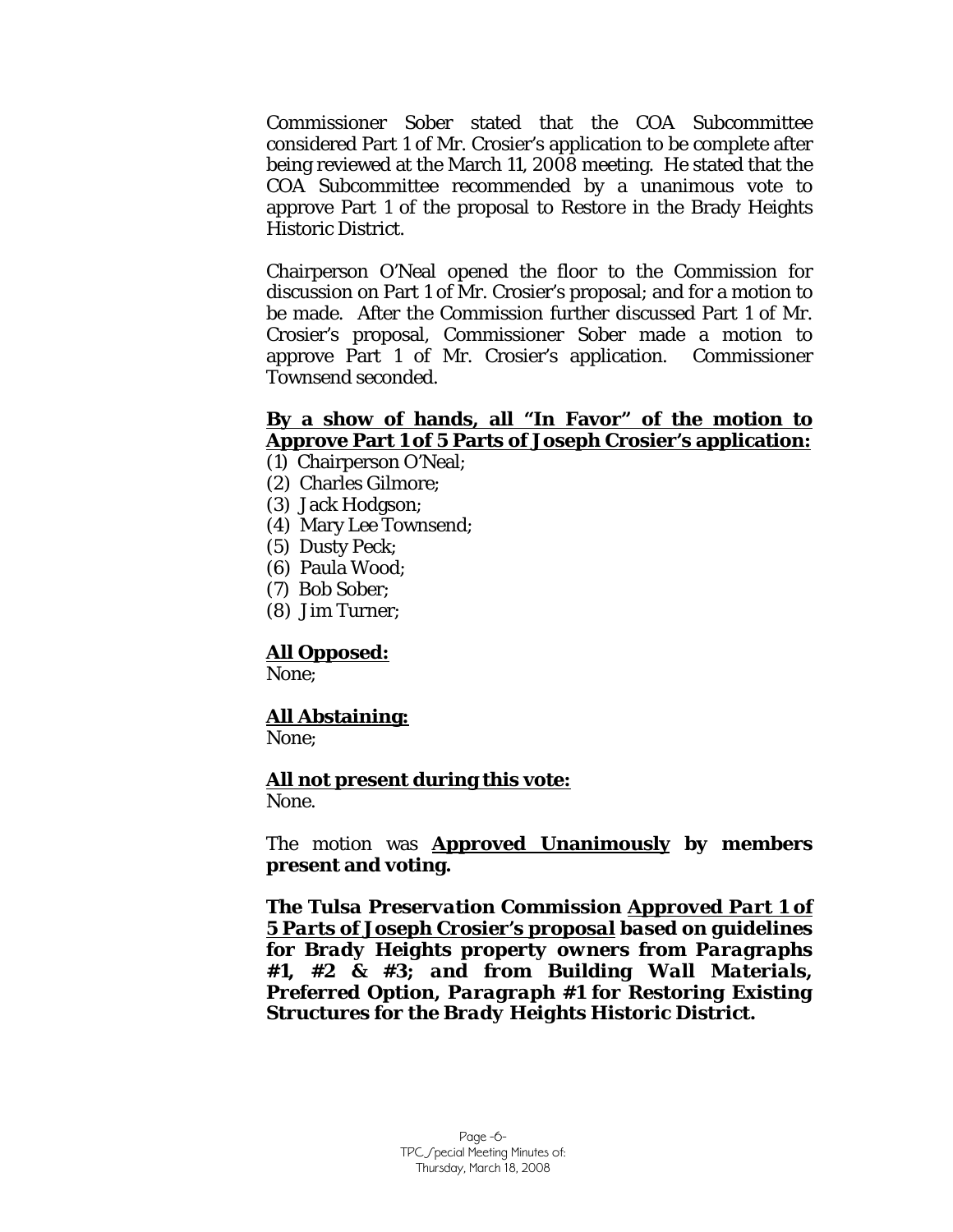Commissioner Sober stated that the COA Subcommittee considered Part 1 of Mr. Crosier's application to be complete after being reviewed at the March 11, 2008 meeting. He stated that the COA Subcommittee recommended by a unanimous vote to approve Part 1 of the proposal to *Restore* in the Brady Heights Historic District.

Chairperson O'Neal opened the floor to the Commission for discussion on Part 1 of Mr. Crosier's proposal; and for a motion to be made. After the Commission further discussed Part 1 of Mr. Crosier's proposal, Commissioner Sober made a motion to approve Part 1 of Mr. Crosier's application. Commissioner Townsend seconded.

<u>**By a show of hands, all "In Favor" of the motion to Approve Part 1 of 5 Parts of Joseph Crosier's application:**</u>

(1) Chairperson O'Neal;
(2) Charles Gilmore;
(3) Jack Hodgson;
(4) Mary Lee Townsend;
(5) Dusty Peck;
(6) Paula Wood;
(7) Bob Sober;
(8) Jim Turner;

<u>**All Opposed:**</u>
None;

<u>**All Abstaining:**</u>
None;

<u>**All not present during this vote:**</u>
None.

The motion was <u>**Approved Unanimously**</u> **by members present and voting.**

***The Tulsa Preservation Commission <u>Approved Part 1 of 5 Parts of Joseph Crosier's proposal</u> based on guidelines for Brady Heights property owners from Paragraphs #1, #2 & #3; and from Building Wall Materials, Preferred Option, Paragraph #1 for Restoring Existing Structures for the Brady Heights Historic District.***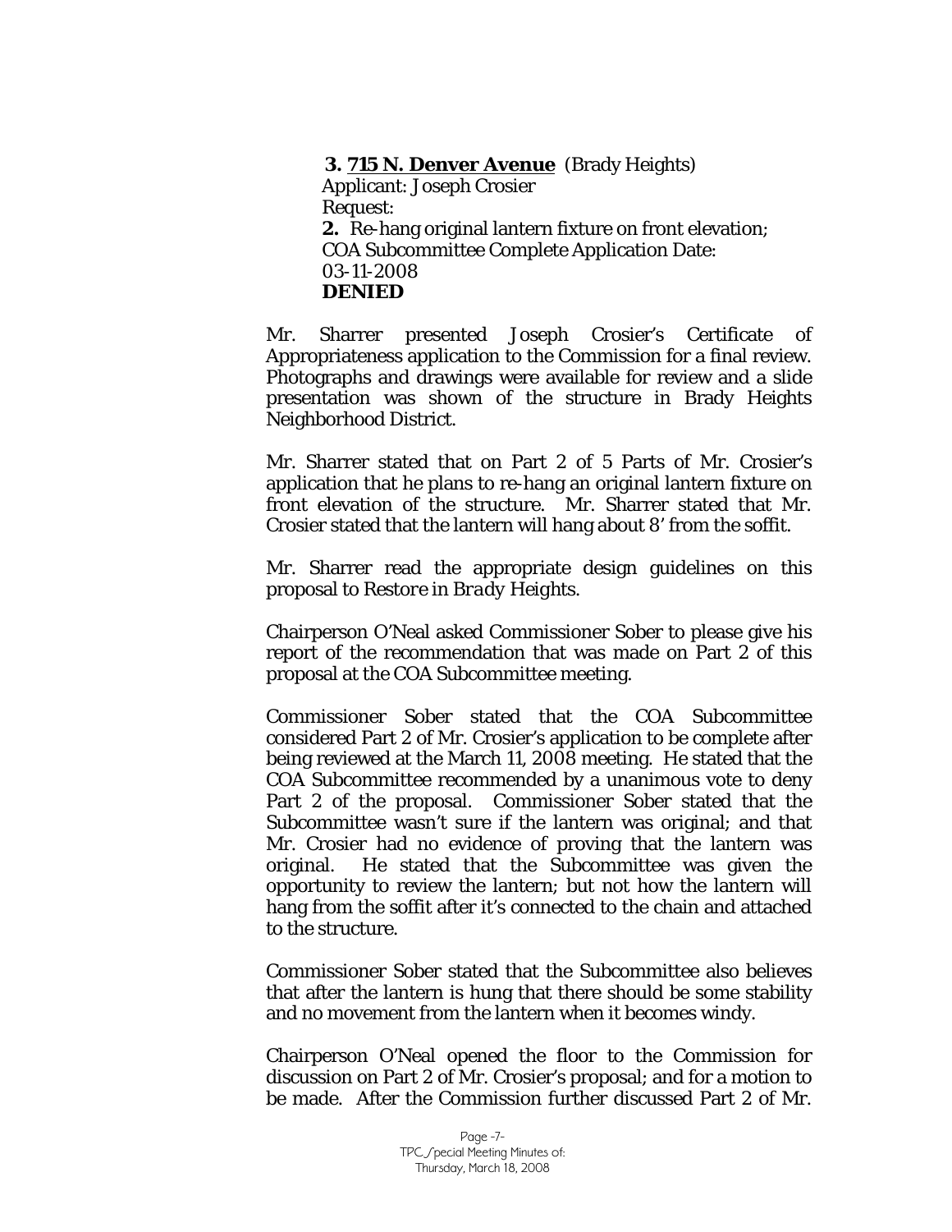**3. <u>715 N. Denver Avenue</u>** (Brady Heights)
Applicant: Joseph Crosier
Request:
**2.** Re-hang original lantern fixture on front elevation;
COA Subcommittee Complete Application Date:
03-11-2008
**DENIED**

Mr. Sharrer presented Joseph Crosier's Certificate of Appropriateness application to the Commission for a final review. Photographs and drawings were available for review and a slide presentation was shown of the structure in Brady Heights Neighborhood District.

Mr. Sharrer stated that on Part 2 of 5 Parts of Mr. Crosier's application that he plans to re-hang an original lantern fixture on front elevation of the structure. Mr. Sharrer stated that Mr. Crosier stated that the lantern will hang about 8' from the soffit.

Mr. Sharrer read the appropriate design guidelines on this proposal to *Restore in Brady Heights*.

Chairperson O'Neal asked Commissioner Sober to please give his report of the recommendation that was made on Part 2 of this proposal at the COA Subcommittee meeting.

Commissioner Sober stated that the COA Subcommittee considered Part 2 of Mr. Crosier's application to be complete after being reviewed at the March 11, 2008 meeting. He stated that the COA Subcommittee recommended by a unanimous vote to deny Part 2 of the proposal. Commissioner Sober stated that the Subcommittee wasn't sure if the lantern was original; and that Mr. Crosier had no evidence of proving that the lantern was original. He stated that the Subcommittee was given the opportunity to review the lantern; but not how the lantern will hang from the soffit after it's connected to the chain and attached to the structure.

Commissioner Sober stated that the Subcommittee also believes that after the lantern is hung that there should be some stability and no movement from the lantern when it becomes windy.

Chairperson O'Neal opened the floor to the Commission for discussion on Part 2 of Mr. Crosier's proposal; and for a motion to be made. After the Commission further discussed Part 2 of Mr.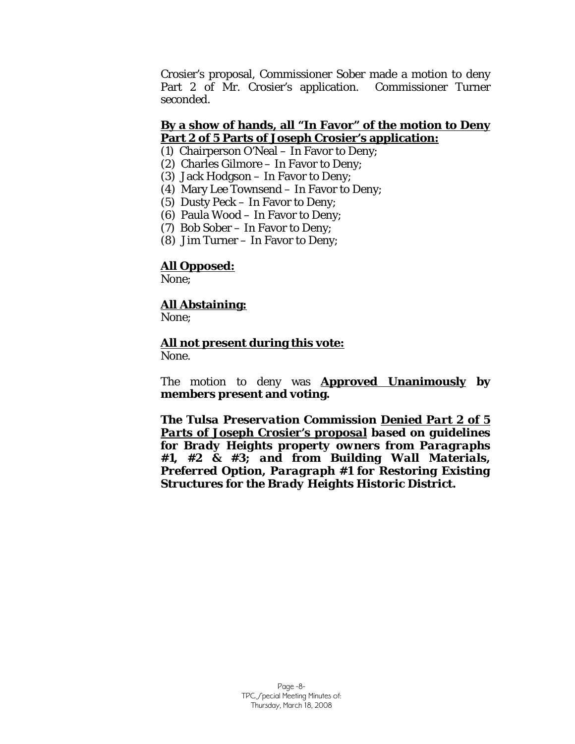Crosier's proposal, Commissioner Sober made a motion to deny Part 2 of Mr. Crosier's application. Commissioner Turner seconded.

**By a show of hands, all "In Favor" of the motion to Deny Part 2 of 5 Parts of Joseph Crosier's application:**

(1) Chairperson O'Neal – In Favor to Deny;
(2) Charles Gilmore – In Favor to Deny;
(3) Jack Hodgson – In Favor to Deny;
(4) Mary Lee Townsend – In Favor to Deny;
(5) Dusty Peck – In Favor to Deny;
(6) Paula Wood – In Favor to Deny;
(7) Bob Sober – In Favor to Deny;
(8) Jim Turner – In Favor to Deny;

**All Opposed:**
None;

**All Abstaining:**
None;

**All not present during this vote:**
None.

The motion to deny was **Approved Unanimously by members present and voting.**

***The Tulsa Preservation Commission Denied Part 2 of 5 Parts of Joseph Crosier's proposal based on guidelines for Brady Heights property owners from Paragraphs #1, #2 & #3; and from Building Wall Materials, Preferred Option, Paragraph #1 for Restoring Existing Structures for the Brady Heights Historic District.***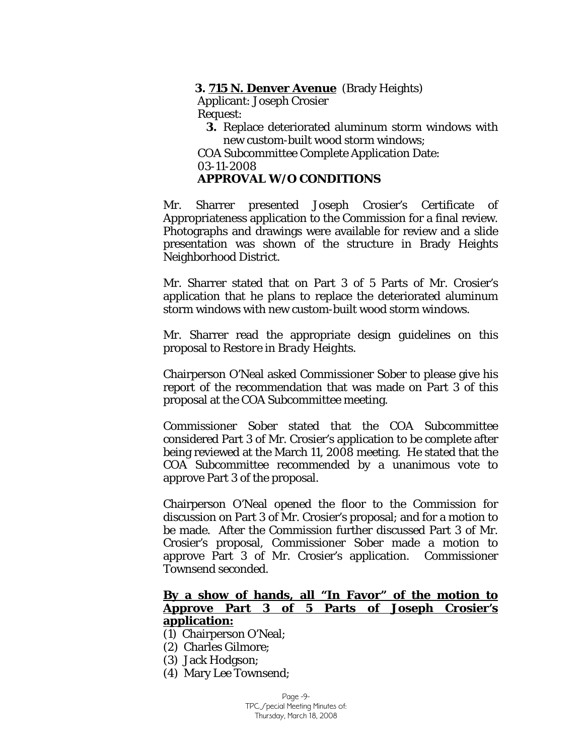**3. <u>715 N. Denver Avenue</u>** (Brady Heights)

Applicant: Joseph Crosier

Request:

**3.** Replace deteriorated aluminum storm windows with new custom-built wood storm windows;

COA Subcommittee Complete Application Date: 03-11-2008

**APPROVAL W/O CONDITIONS**

Mr. Sharrer presented Joseph Crosier's Certificate of Appropriateness application to the Commission for a final review. Photographs and drawings were available for review and a slide presentation was shown of the structure in Brady Heights Neighborhood District.

Mr. Sharrer stated that on Part 3 of 5 Parts of Mr. Crosier's application that he plans to replace the deteriorated aluminum storm windows with new custom-built wood storm windows.

Mr. Sharrer read the appropriate design guidelines on this proposal to *Restore in Brady Heights*.

Chairperson O'Neal asked Commissioner Sober to please give his report of the recommendation that was made on Part 3 of this proposal at the COA Subcommittee meeting.

Commissioner Sober stated that the COA Subcommittee considered Part 3 of Mr. Crosier's application to be complete after being reviewed at the March 11, 2008 meeting. He stated that the COA Subcommittee recommended by a unanimous vote to approve Part 3 of the proposal.

Chairperson O'Neal opened the floor to the Commission for discussion on Part 3 of Mr. Crosier's proposal; and for a motion to be made. After the Commission further discussed Part 3 of Mr. Crosier's proposal, Commissioner Sober made a motion to approve Part 3 of Mr. Crosier's application. Commissioner Townsend seconded.

**<u>By a show of hands, all "In Favor" of the motion to Approve Part 3 of 5 Parts of Joseph Crosier's application:</u>**

(1) Chairperson O'Neal;
(2) Charles Gilmore;
(3) Jack Hodgson;
(4) Mary Lee Townsend;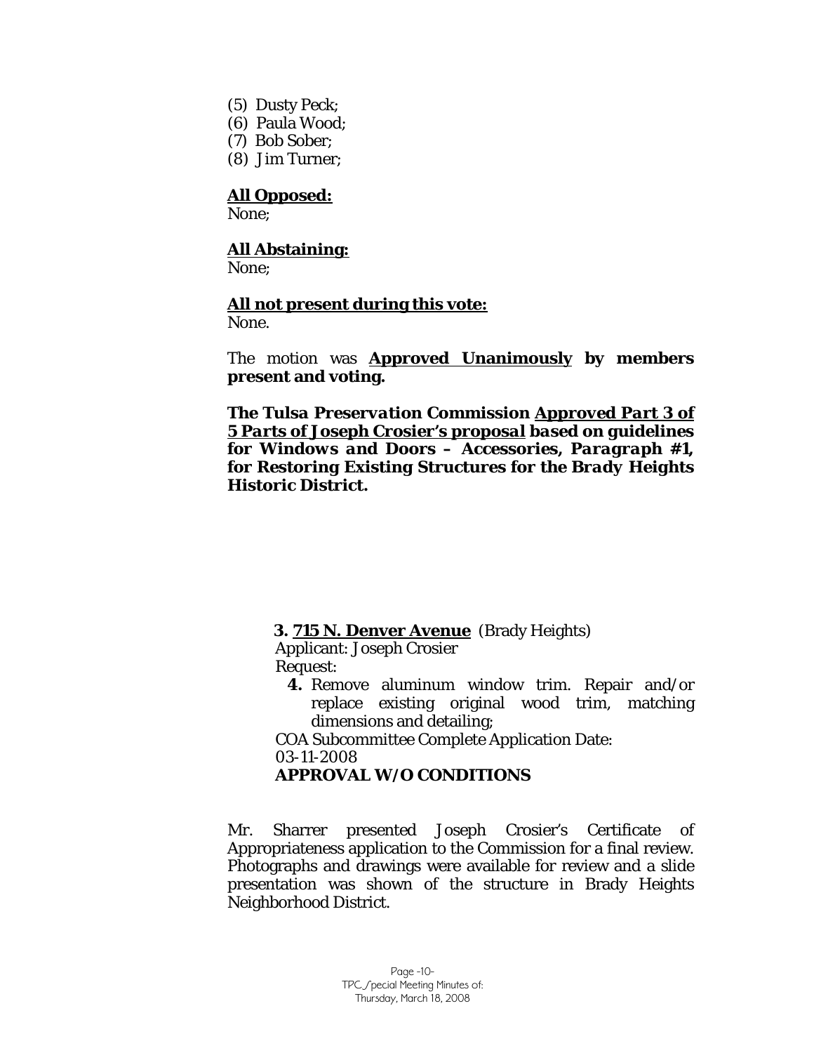(5) Dusty Peck;
(6) Paula Wood;
(7) Bob Sober;
(8) Jim Turner;

**All Opposed:**
None;

**All Abstaining:**
None;

**All not present during this vote:**
None.

The motion was **Approved Unanimously by members present and voting.**

***The Tulsa Preservation Commission Approved Part 3 of 5 Parts of Joseph Crosier's proposal based on guidelines for Windows and Doors – Accessories, Paragraph #1, for Restoring Existing Structures for the Brady Heights Historic District.***

**3. 715 N. Denver Avenue** (Brady Heights)
Applicant: Joseph Crosier
Request:

**4.** Remove aluminum window trim. Repair and/or replace existing original wood trim, matching dimensions and detailing;

COA Subcommittee Complete Application Date:
03-11-2008
**APPROVAL W/O CONDITIONS**

Mr. Sharrer presented Joseph Crosier's Certificate of Appropriateness application to the Commission for a final review. Photographs and drawings were available for review and a slide presentation was shown of the structure in Brady Heights Neighborhood District.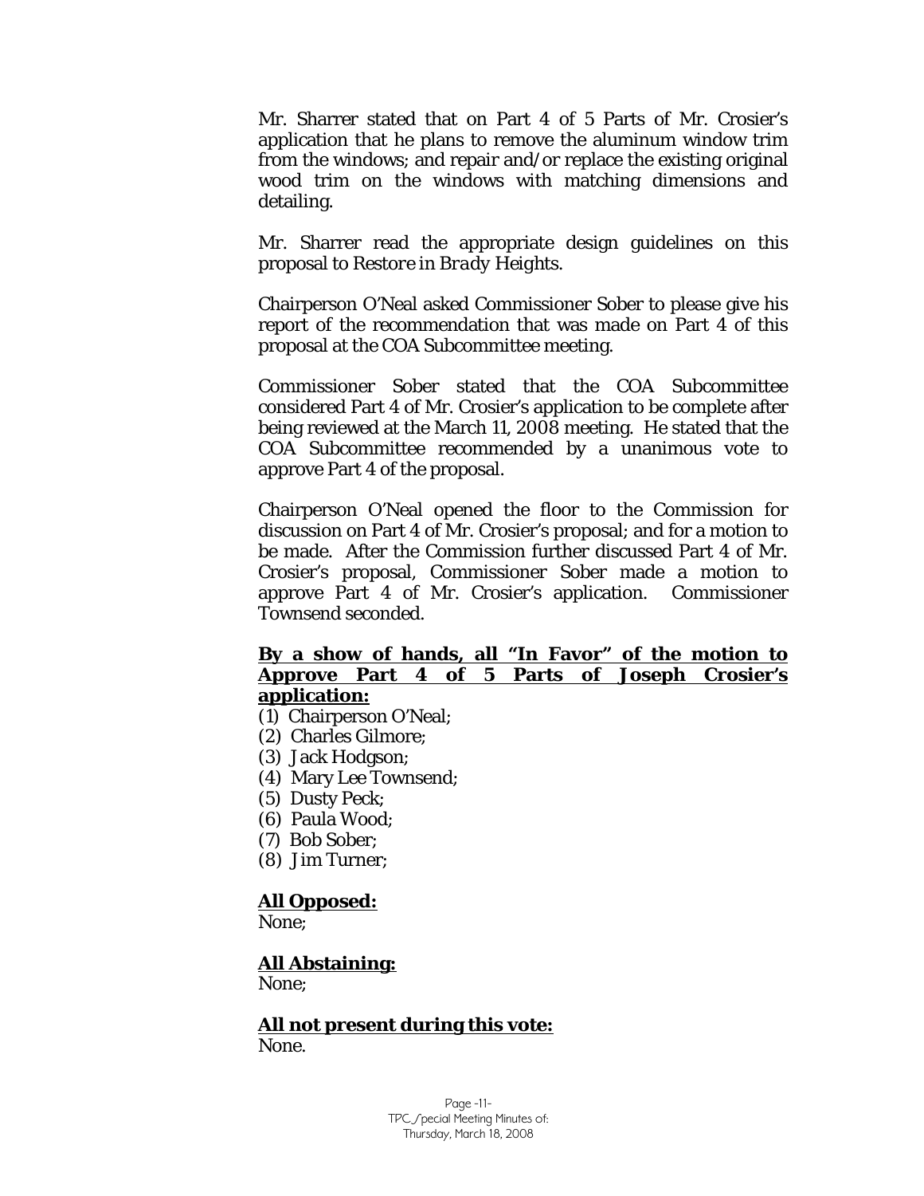Mr. Sharrer stated that on Part 4 of 5 Parts of Mr. Crosier's application that he plans to remove the aluminum window trim from the windows; and repair and/or replace the existing original wood trim on the windows with matching dimensions and detailing.

Mr. Sharrer read the appropriate design guidelines on this proposal to *Restore in Brady Heights*.

Chairperson O'Neal asked Commissioner Sober to please give his report of the recommendation that was made on Part 4 of this proposal at the COA Subcommittee meeting.

Commissioner Sober stated that the COA Subcommittee considered Part 4 of Mr. Crosier's application to be complete after being reviewed at the March 11, 2008 meeting. He stated that the COA Subcommittee recommended by a unanimous vote to approve Part 4 of the proposal.

Chairperson O'Neal opened the floor to the Commission for discussion on Part 4 of Mr. Crosier's proposal; and for a motion to be made. After the Commission further discussed Part 4 of Mr. Crosier's proposal, Commissioner Sober made a motion to approve Part 4 of Mr. Crosier's application. Commissioner Townsend seconded.

**By a show of hands, all "In Favor" of the motion to Approve Part 4 of 5 Parts of Joseph Crosier's application:**

(1) Chairperson O'Neal;
(2) Charles Gilmore;
(3) Jack Hodgson;
(4) Mary Lee Townsend;
(5) Dusty Peck;
(6) Paula Wood;
(7) Bob Sober;
(8) Jim Turner;

**All Opposed:**
None;

**All Abstaining:**
None;

**All not present during this vote:**
None.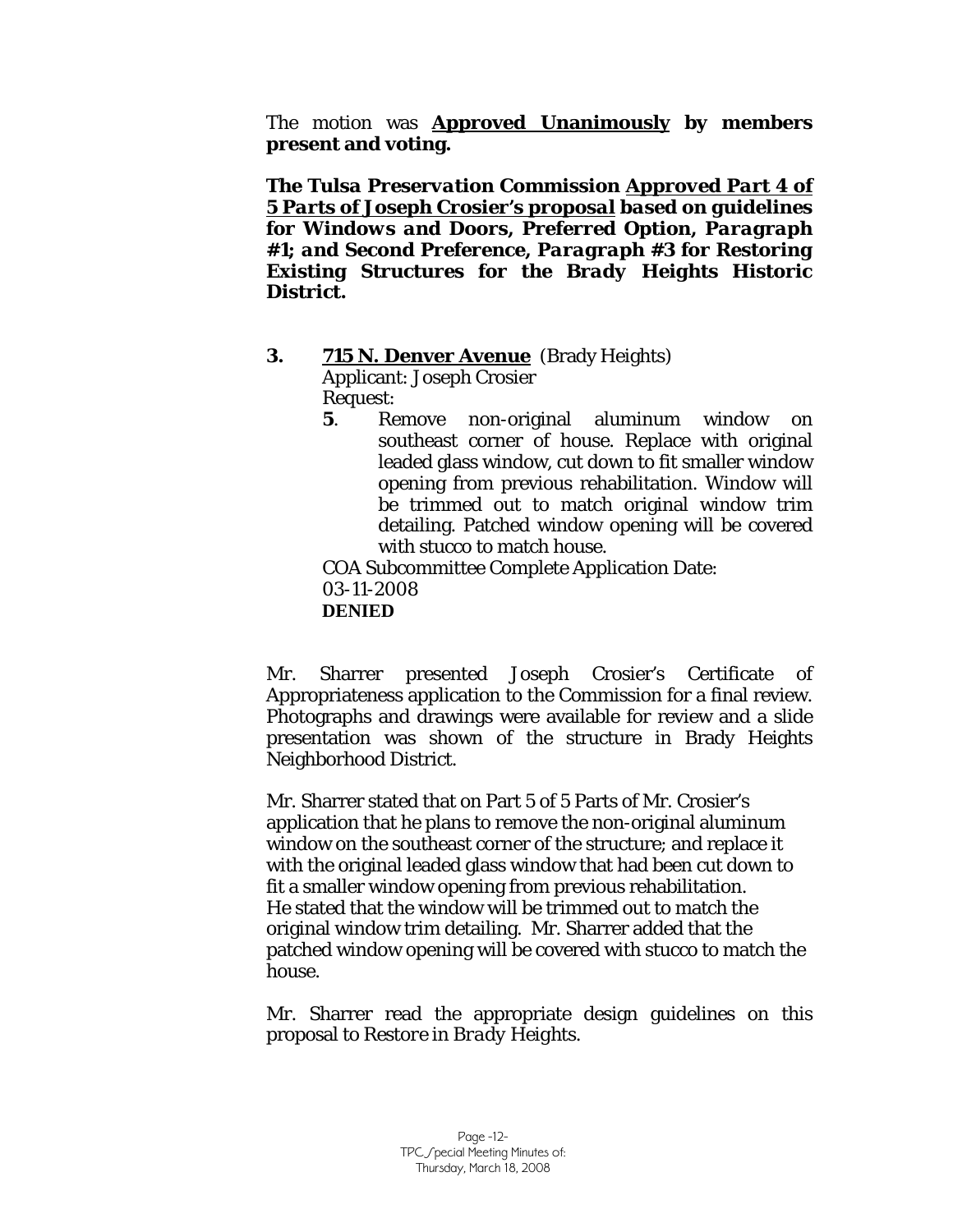The motion was **Approved Unanimously by members present and voting.**

***The Tulsa Preservation Commission Approved Part 4 of 5 Parts of Joseph Crosier's proposal based on guidelines for Windows and Doors, Preferred Option, Paragraph #1; and Second Preference, Paragraph #3 for Restoring Existing Structures for the Brady Heights Historic District.***

**3. 715 N. Denver Avenue** (Brady Heights)
Applicant: Joseph Crosier
Request:

**5**. Remove non-original aluminum window on southeast corner of house. Replace with original leaded glass window, cut down to fit smaller window opening from previous rehabilitation. Window will be trimmed out to match original window trim detailing. Patched window opening will be covered with stucco to match house.

COA Subcommittee Complete Application Date:
03-11-2008
**DENIED**

Mr. Sharrer presented Joseph Crosier's Certificate of Appropriateness application to the Commission for a final review. Photographs and drawings were available for review and a slide presentation was shown of the structure in Brady Heights Neighborhood District.

Mr. Sharrer stated that on Part 5 of 5 Parts of Mr. Crosier's application that he plans to remove the non-original aluminum window on the southeast corner of the structure; and replace it with the original leaded glass window that had been cut down to fit a smaller window opening from previous rehabilitation. He stated that the window will be trimmed out to match the original window trim detailing. Mr. Sharrer added that the patched window opening will be covered with stucco to match the house.

Mr. Sharrer read the appropriate design guidelines on this proposal to *Restore in Brady Heights.*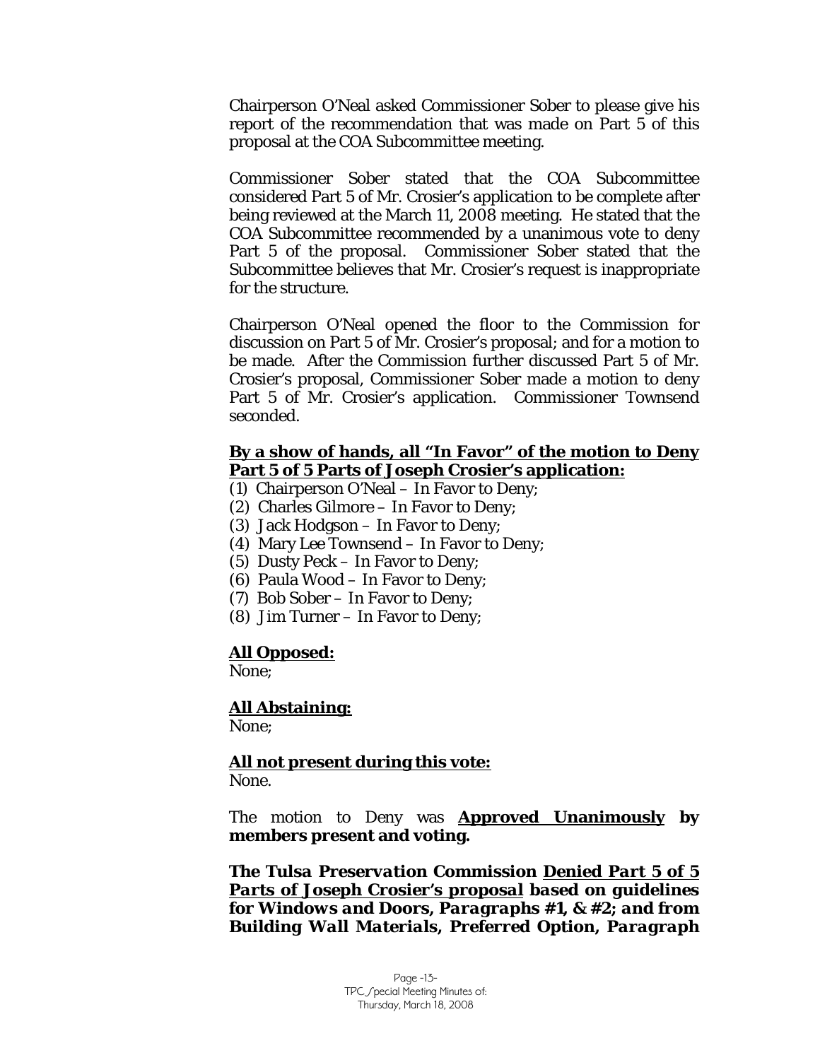Chairperson O'Neal asked Commissioner Sober to please give his report of the recommendation that was made on Part 5 of this proposal at the COA Subcommittee meeting.

Commissioner Sober stated that the COA Subcommittee considered Part 5 of Mr. Crosier's application to be complete after being reviewed at the March 11, 2008 meeting. He stated that the COA Subcommittee recommended by a unanimous vote to deny Part 5 of the proposal. Commissioner Sober stated that the Subcommittee believes that Mr. Crosier's request is inappropriate for the structure.

Chairperson O'Neal opened the floor to the Commission for discussion on Part 5 of Mr. Crosier's proposal; and for a motion to be made. After the Commission further discussed Part 5 of Mr. Crosier's proposal, Commissioner Sober made a motion to deny Part 5 of Mr. Crosier's application. Commissioner Townsend seconded.

<u>**By a show of hands, all "In Favor" of the motion to Deny Part 5 of 5 Parts of Joseph Crosier's application:**</u>

(1) Chairperson O'Neal – In Favor to Deny;
(2) Charles Gilmore – In Favor to Deny;
(3) Jack Hodgson – In Favor to Deny;
(4) Mary Lee Townsend – In Favor to Deny;
(5) Dusty Peck – In Favor to Deny;
(6) Paula Wood – In Favor to Deny;
(7) Bob Sober – In Favor to Deny;
(8) Jim Turner – In Favor to Deny;

<u>**All Opposed:**</u>
None;

<u>**All Abstaining:**</u>
None;

<u>**All not present during this vote:**</u>
None.

The motion to Deny was <u>**Approved Unanimously**</u> **by members present and voting.**

***The Tulsa Preservation Commission <u>Denied Part 5 of 5 Parts of Joseph Crosier's proposal</u> based on guidelines for Windows and Doors, Paragraphs #1, & #2; and from Building Wall Materials, Preferred Option, Paragraph***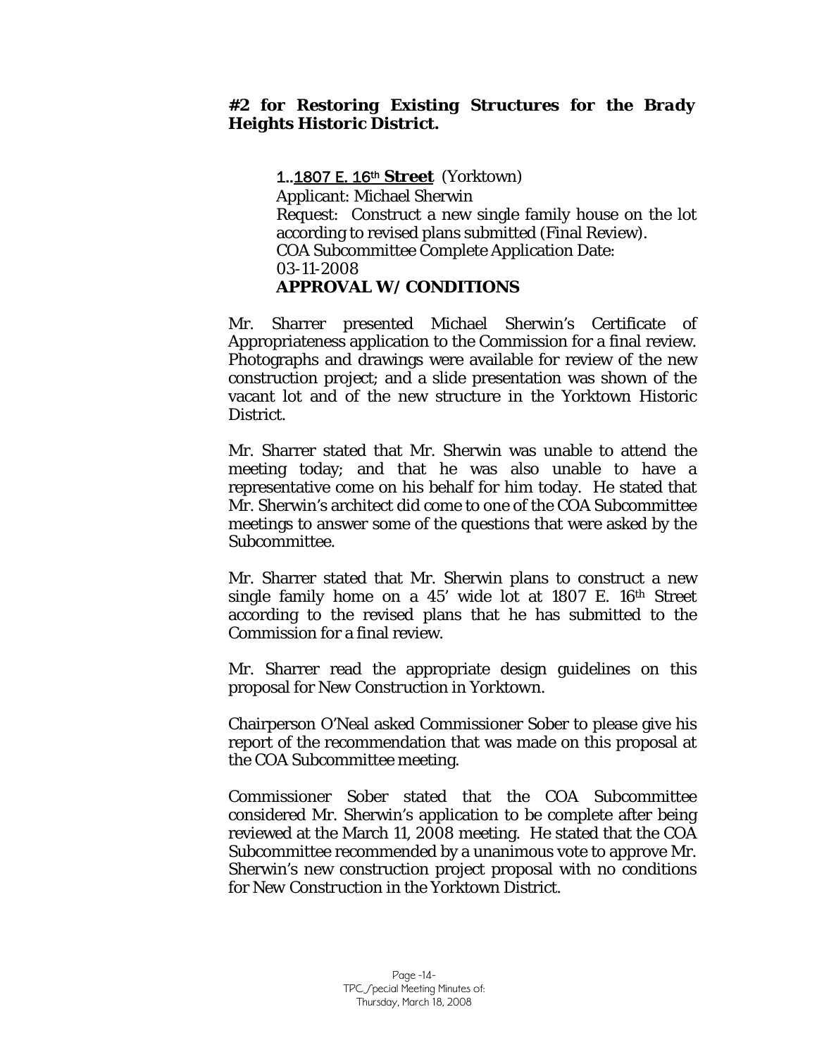***#2 for Restoring Existing Structures for the Brady Heights Historic District.***

1..1807 E. 16th **Street** (Yorktown)
Applicant: Michael Sherwin
Request: Construct a new single family house on the lot according to revised plans submitted (Final Review).
COA Subcommittee Complete Application Date: 03-11-2008
**APPROVAL W/ CONDITIONS**

Mr. Sharrer presented Michael Sherwin's Certificate of Appropriateness application to the Commission for a final review. Photographs and drawings were available for review of the new construction project; and a slide presentation was shown of the vacant lot and of the new structure in the Yorktown Historic District.

Mr. Sharrer stated that Mr. Sherwin was unable to attend the meeting today; and that he was also unable to have a representative come on his behalf for him today. He stated that Mr. Sherwin's architect did come to one of the COA Subcommittee meetings to answer some of the questions that were asked by the Subcommittee.

Mr. Sharrer stated that Mr. Sherwin plans to construct a new single family home on a 45' wide lot at 1807 E. 16th Street according to the revised plans that he has submitted to the Commission for a final review.

Mr. Sharrer read the appropriate design guidelines on this proposal for New Construction in Yorktown.

Chairperson O'Neal asked Commissioner Sober to please give his report of the recommendation that was made on this proposal at the COA Subcommittee meeting.

Commissioner Sober stated that the COA Subcommittee considered Mr. Sherwin's application to be complete after being reviewed at the March 11, 2008 meeting. He stated that the COA Subcommittee recommended by a unanimous vote to approve Mr. Sherwin's new construction project proposal with no conditions for New Construction in the Yorktown District.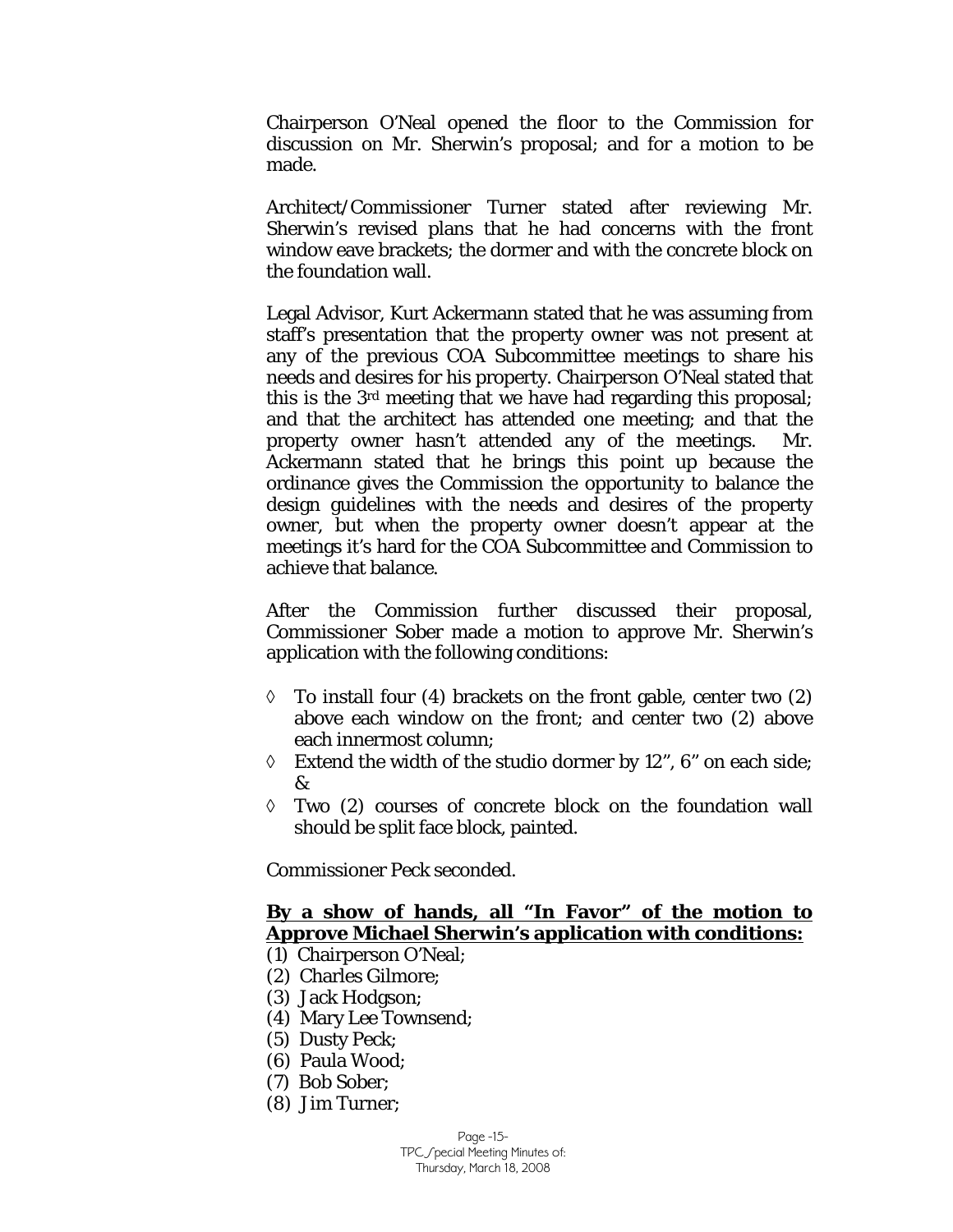Chairperson O'Neal opened the floor to the Commission for discussion on Mr. Sherwin's proposal; and for a motion to be made.

Architect/Commissioner Turner stated after reviewing Mr. Sherwin's revised plans that he had concerns with the front window eave brackets; the dormer and with the concrete block on the foundation wall.

Legal Advisor, Kurt Ackermann stated that he was assuming from staff's presentation that the property owner was not present at any of the previous COA Subcommittee meetings to share his needs and desires for his property. Chairperson O'Neal stated that this is the 3rd meeting that we have had regarding this proposal; and that the architect has attended one meeting; and that the property owner hasn't attended any of the meetings. Mr. Ackermann stated that he brings this point up because the ordinance gives the Commission the opportunity to balance the design guidelines with the needs and desires of the property owner, but when the property owner doesn't appear at the meetings it's hard for the COA Subcommittee and Commission to achieve that balance.

After the Commission further discussed their proposal, Commissioner Sober made a motion to approve Mr. Sherwin's application with the following conditions:

- ◊ To install four (4) brackets on the front gable, center two (2) above each window on the front; and center two (2) above each innermost column;
- ◊ Extend the width of the studio dormer by 12", 6" on each side; &
- ◊ Two (2) courses of concrete block on the foundation wall should be split face block, painted.

Commissioner Peck seconded.

**By a show of hands, all "In Favor" of the motion to Approve Michael Sherwin's application with conditions:**

(1) Chairperson O'Neal;
(2) Charles Gilmore;
(3) Jack Hodgson;
(4) Mary Lee Townsend;
(5) Dusty Peck;
(6) Paula Wood;
(7) Bob Sober;
(8) Jim Turner;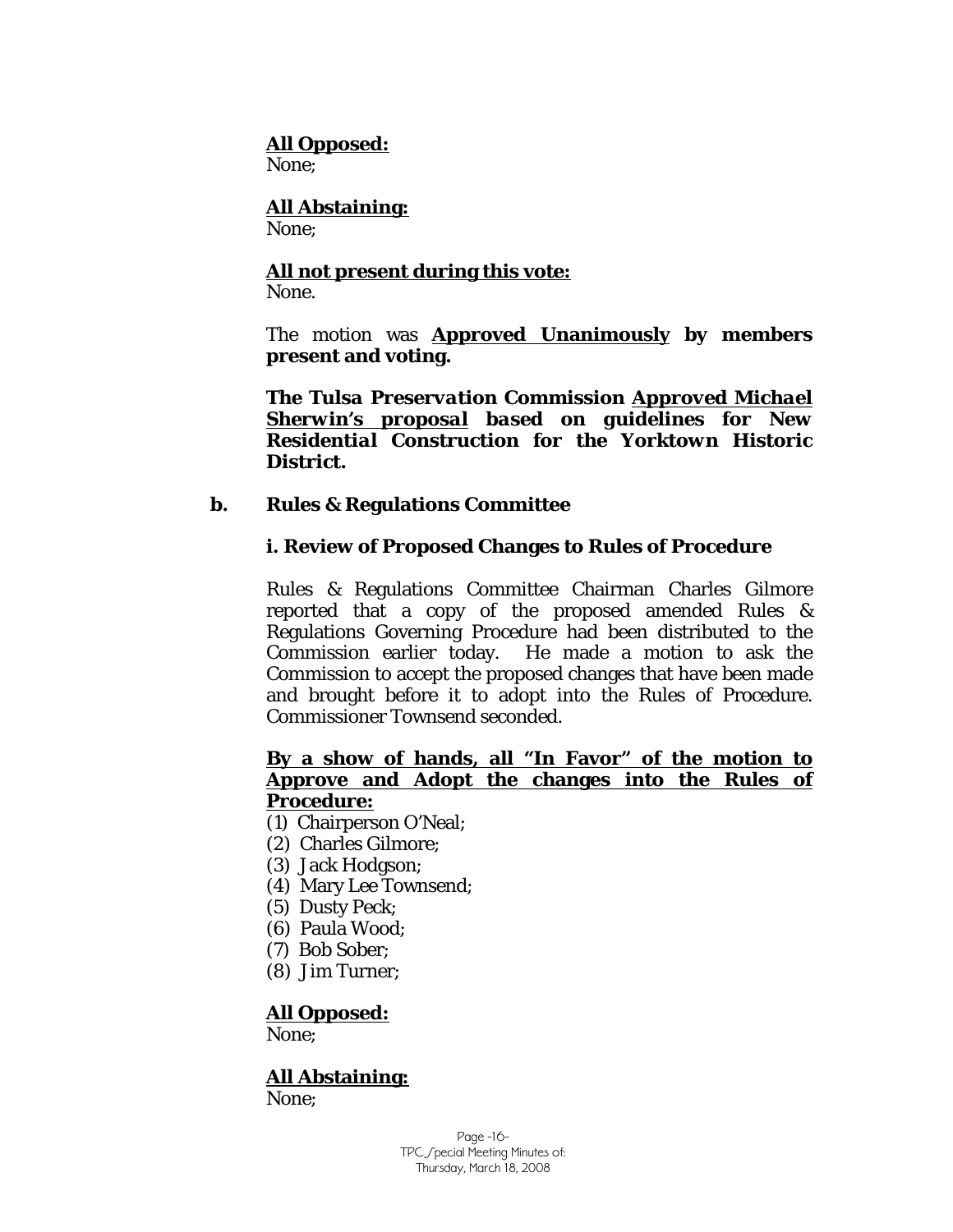**<u>All Opposed:</u>**
None;

**<u>All Abstaining:</u>**
None;

**<u>All not present during this vote:</u>**
None.

The motion was **<u>Approved Unanimously</u> by members present and voting.**

***The Tulsa Preservation Commission <u>Approved Michael Sherwin's proposal</u> based on guidelines for New Residential Construction for the Yorktown Historic District.***

**b. Rules & Regulations Committee**

**i. Review of Proposed Changes to Rules of Procedure**

Rules & Regulations Committee Chairman Charles Gilmore reported that a copy of the proposed amended Rules & Regulations Governing Procedure had been distributed to the Commission earlier today. He made a motion to ask the Commission to accept the proposed changes that have been made and brought before it to adopt into the Rules of Procedure. Commissioner Townsend seconded.

**<u>By a show of hands, all "In Favor" of the motion to Approve and Adopt the changes into the Rules of Procedure:</u>**

(1) Chairperson O'Neal;
(2) Charles Gilmore;
(3) Jack Hodgson;
(4) Mary Lee Townsend;
(5) Dusty Peck;
(6) Paula Wood;
(7) Bob Sober;
(8) Jim Turner;

**<u>All Opposed:</u>**
None;

**<u>All Abstaining:</u>**
None;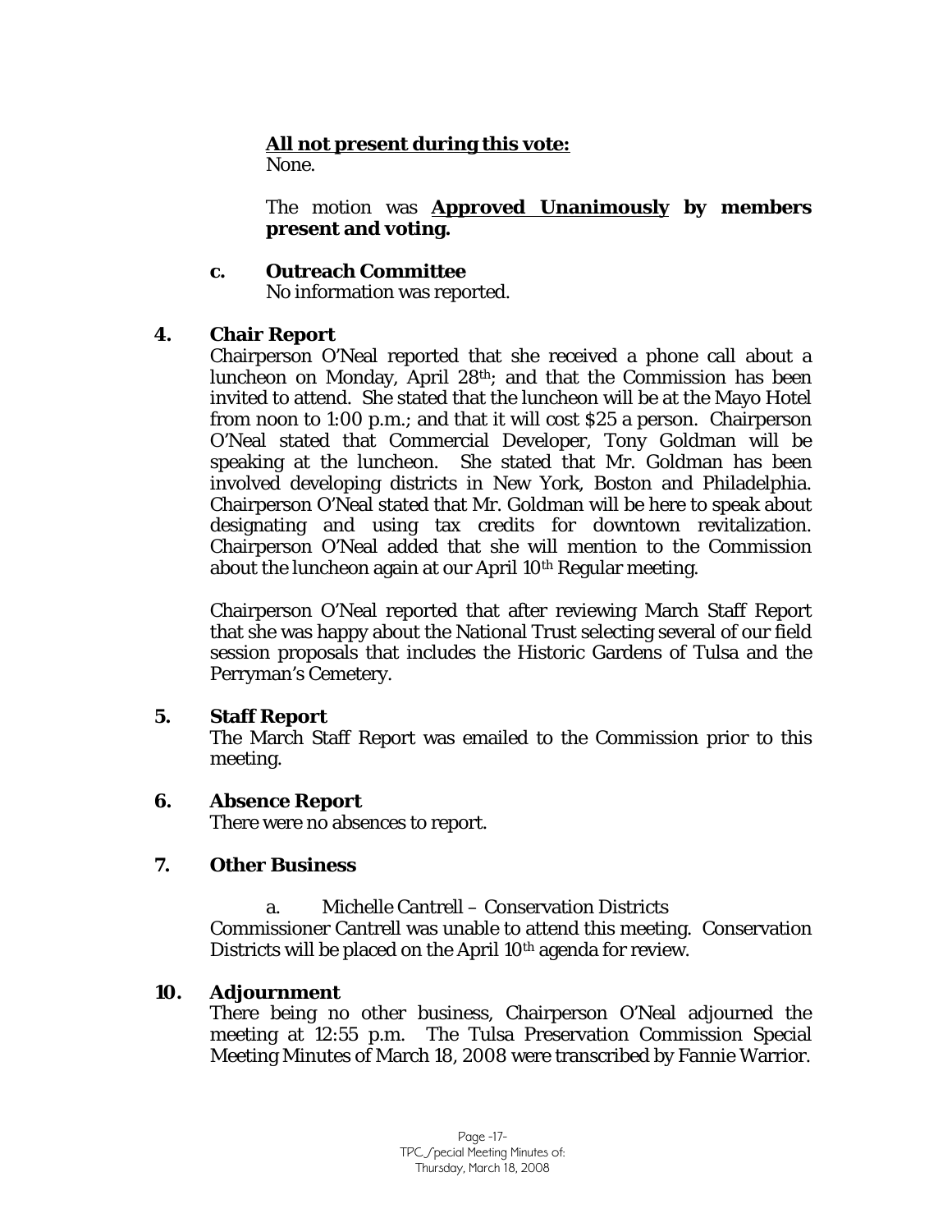**All not present during this vote:**
None.

The motion was **Approved Unanimously by members present and voting.**

**c. Outreach Committee**
No information was reported.

**4. Chair Report**
Chairperson O'Neal reported that she received a phone call about a luncheon on Monday, April 28th; and that the Commission has been invited to attend. She stated that the luncheon will be at the Mayo Hotel from noon to 1:00 p.m.; and that it will cost $25 a person. Chairperson O'Neal stated that Commercial Developer, Tony Goldman will be speaking at the luncheon. She stated that Mr. Goldman has been involved developing districts in New York, Boston and Philadelphia. Chairperson O'Neal stated that Mr. Goldman will be here to speak about designating and using tax credits for downtown revitalization. Chairperson O'Neal added that she will mention to the Commission about the luncheon again at our April 10th Regular meeting.

Chairperson O'Neal reported that after reviewing March Staff Report that she was happy about the National Trust selecting several of our field session proposals that includes the Historic Gardens of Tulsa and the Perryman's Cemetery.

**5. Staff Report**
The March Staff Report was emailed to the Commission prior to this meeting.

**6. Absence Report**
There were no absences to report.

**7. Other Business**

a. Michelle Cantrell – Conservation Districts
Commissioner Cantrell was unable to attend this meeting. Conservation Districts will be placed on the April 10th agenda for review.

**10. Adjournment**
There being no other business, Chairperson O'Neal adjourned the meeting at 12:55 p.m. The Tulsa Preservation Commission Special Meeting Minutes of March 18, 2008 were transcribed by Fannie Warrior.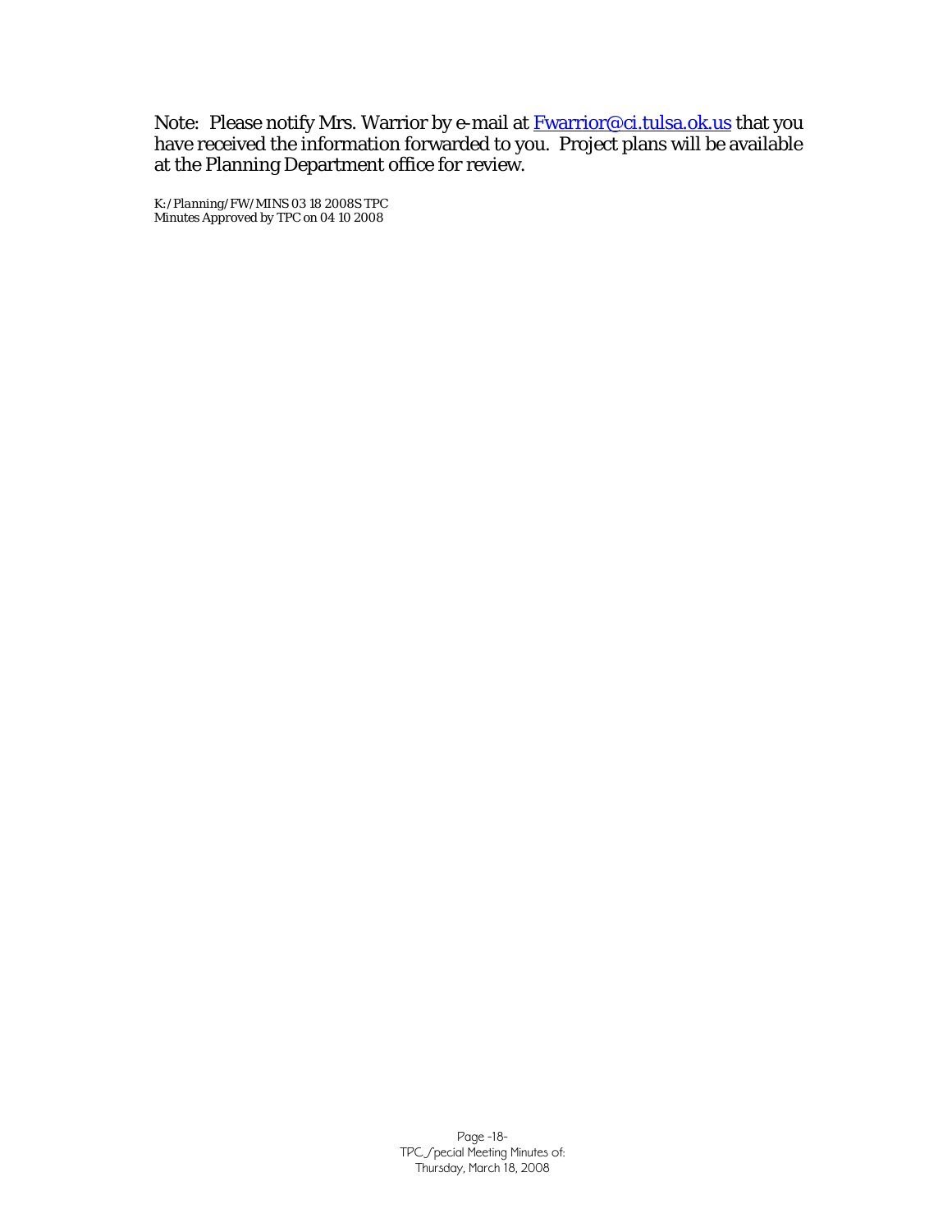Note: Please notify Mrs. Warrior by e-mail at [Fwarrior@ci.tulsa.ok.us](mailto:Fwarrior@ci.tulsa.ok.us) that you have received the information forwarded to you. Project plans will be available at the Planning Department office for review.

*K:/Planning/FW/MINS 03 18 2008S TPC*
*Minutes Approved by TPC on 04 10 2008*